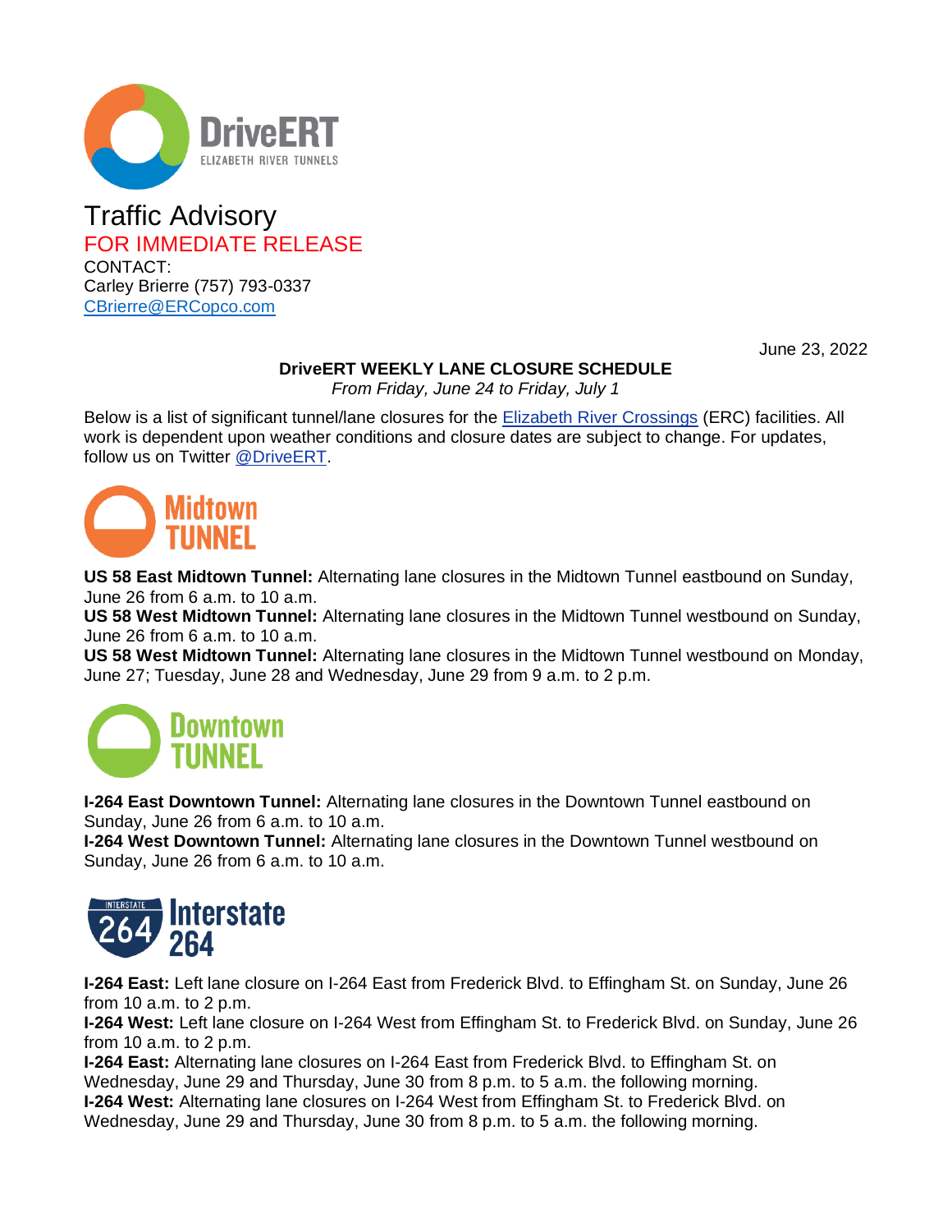DriveERT
ELIZABETH RIVER TUNNELS

# Traffic Advisory

FOR IMMEDIATE RELEASE

CONTACT:
Carley Brierre (757) 793-0337
CBrierre@ERCopco.com

June 23, 2022

## DriveERT WEEKLY LANE CLOSURE SCHEDULE

*From Friday, June 24 to Friday, July 1*

Below is a list of significant tunnel/lane closures for the Elizabeth River Crossings (ERC) facilities. All work is dependent upon weather conditions and closure dates are subject to change. For updates, follow us on Twitter @DriveERT.

## Midtown TUNNEL

**US 58 East Midtown Tunnel:** Alternating lane closures in the Midtown Tunnel eastbound on Sunday, June 26 from 6 a.m. to 10 a.m.
**US 58 West Midtown Tunnel:** Alternating lane closures in the Midtown Tunnel westbound on Sunday, June 26 from 6 a.m. to 10 a.m.
**US 58 West Midtown Tunnel:** Alternating lane closures in the Midtown Tunnel westbound on Monday, June 27; Tuesday, June 28 and Wednesday, June 29 from 9 a.m. to 2 p.m.

## Downtown TUNNEL

**I-264 East Downtown Tunnel:** Alternating lane closures in the Downtown Tunnel eastbound on Sunday, June 26 from 6 a.m. to 10 a.m.
**I-264 West Downtown Tunnel:** Alternating lane closures in the Downtown Tunnel westbound on Sunday, June 26 from 6 a.m. to 10 a.m.

## Interstate 264

**I-264 East:** Left lane closure on I-264 East from Frederick Blvd. to Effingham St. on Sunday, June 26 from 10 a.m. to 2 p.m.
**I-264 West:** Left lane closure on I-264 West from Effingham St. to Frederick Blvd. on Sunday, June 26 from 10 a.m. to 2 p.m.
**I-264 East:** Alternating lane closures on I-264 East from Frederick Blvd. to Effingham St. on Wednesday, June 29 and Thursday, June 30 from 8 p.m. to 5 a.m. the following morning.
**I-264 West:** Alternating lane closures on I-264 West from Effingham St. to Frederick Blvd. on Wednesday, June 29 and Thursday, June 30 from 8 p.m. to 5 a.m. the following morning.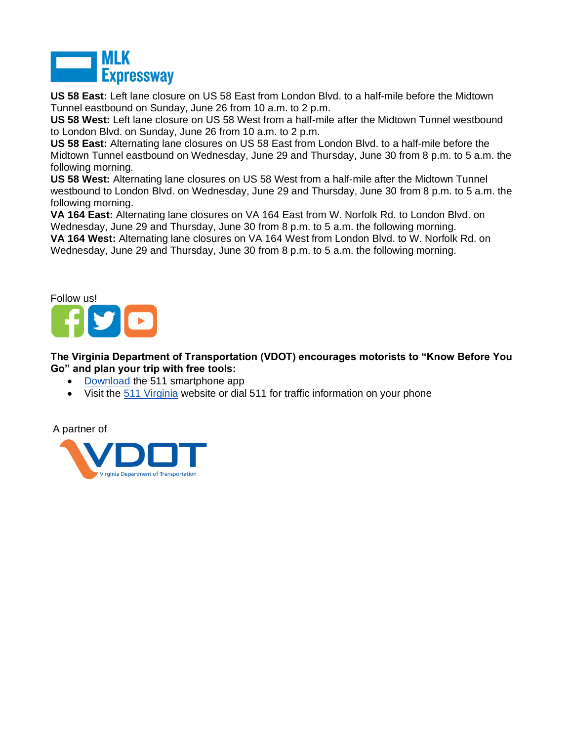**MLK Expressway**

**US 58 East:** Left lane closure on US 58 East from London Blvd. to a half-mile before the Midtown Tunnel eastbound on Sunday, June 26 from 10 a.m. to 2 p.m.
**US 58 West:** Left lane closure on US 58 West from a half-mile after the Midtown Tunnel westbound to London Blvd. on Sunday, June 26 from 10 a.m. to 2 p.m.
**US 58 East:** Alternating lane closures on US 58 East from London Blvd. to a half-mile before the Midtown Tunnel eastbound on Wednesday, June 29 and Thursday, June 30 from 8 p.m. to 5 a.m. the following morning.
**US 58 West:** Alternating lane closures on US 58 West from a half-mile after the Midtown Tunnel westbound to London Blvd. on Wednesday, June 29 and Thursday, June 30 from 8 p.m. to 5 a.m. the following morning.
**VA 164 East:** Alternating lane closures on VA 164 East from W. Norfolk Rd. to London Blvd. on Wednesday, June 29 and Thursday, June 30 from 8 p.m. to 5 a.m. the following morning.
**VA 164 West:** Alternating lane closures on VA 164 West from London Blvd. to W. Norfolk Rd. on Wednesday, June 29 and Thursday, June 30 from 8 p.m. to 5 a.m. the following morning.

Follow us!

**The Virginia Department of Transportation (VDOT) encourages motorists to "Know Before You Go" and plan your trip with free tools:**

- Download the 511 smartphone app
- Visit the 511 Virginia website or dial 511 for traffic information on your phone

A partner of

VDOT
Virginia Department of Transportation